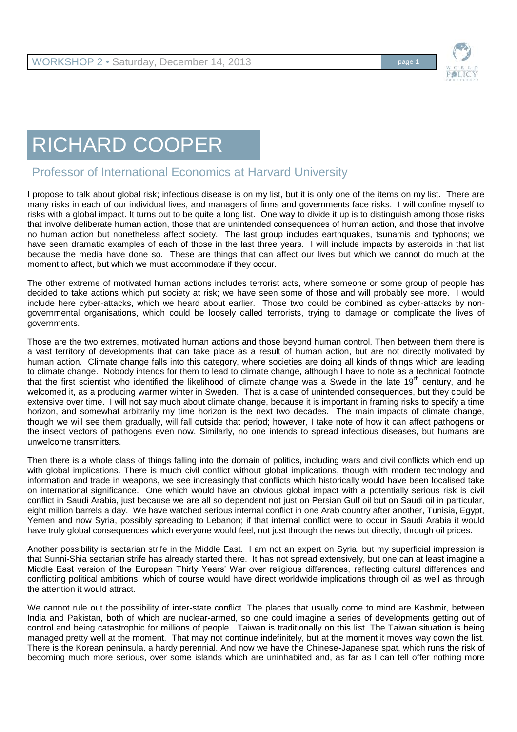# RICHARD COOPER

## Professor of International Economics at Harvard University

I propose to talk about global risk; infectious disease is on my list, but it is only one of the items on my list. There are many risks in each of our individual lives, and managers of firms and governments face risks. I will confine myself to risks with a global impact. It turns out to be quite a long list. One way to divide it up is to distinguish among those risks that involve deliberate human action, those that are unintended consequences of human action, and those that involve no human action but nonetheless affect society. The last group includes earthquakes, tsunamis and typhoons; we have seen dramatic examples of each of those in the last three years. I will include impacts by asteroids in that list because the media have done so. These are things that can affect our lives but which we cannot do much at the moment to affect, but which we must accommodate if they occur.

The other extreme of motivated human actions includes terrorist acts, where someone or some group of people has decided to take actions which put society at risk; we have seen some of those and will probably see more. I would include here cyber-attacks, which we heard about earlier. Those two could be combined as cyber-attacks by non-governmental organisations, which could be loosely called terrorists, trying to damage or complicate the lives of governments.

Those are the two extremes, motivated human actions and those beyond human control. Then between them there is a vast territory of developments that can take place as a result of human action, but are not directly motivated by human action. Climate change falls into this category, where societies are doing all kinds of things which are leading to climate change. Nobody intends for them to lead to climate change, although I have to note as a technical footnote that the first scientist who identified the likelihood of climate change was a Swede in the late 19th century, and he welcomed it, as a producing warmer winter in Sweden. That is a case of unintended consequences, but they could be extensive over time. I will not say much about climate change, because it is important in framing risks to specify a time horizon, and somewhat arbitrarily my time horizon is the next two decades. The main impacts of climate change, though we will see them gradually, will fall outside that period; however, I take note of how it can affect pathogens or the insect vectors of pathogens even now. Similarly, no one intends to spread infectious diseases, but humans are unwelcome transmitters.

Then there is a whole class of things falling into the domain of politics, including wars and civil conflicts which end up with global implications. There is much civil conflict without global implications, though with modern technology and information and trade in weapons, we see increasingly that conflicts which historically would have been localised take on international significance. One which would have an obvious global impact with a potentially serious risk is civil conflict in Saudi Arabia, just because we are all so dependent not just on Persian Gulf oil but on Saudi oil in particular, eight million barrels a day. We have watched serious internal conflict in one Arab country after another, Tunisia, Egypt, Yemen and now Syria, possibly spreading to Lebanon; if that internal conflict were to occur in Saudi Arabia it would have truly global consequences which everyone would feel, not just through the news but directly, through oil prices.

Another possibility is sectarian strife in the Middle East. I am not an expert on Syria, but my superficial impression is that Sunni-Shia sectarian strife has already started there. It has not spread extensively, but one can at least imagine a Middle East version of the European Thirty Years' War over religious differences, reflecting cultural differences and conflicting political ambitions, which of course would have direct worldwide implications through oil as well as through the attention it would attract.

We cannot rule out the possibility of inter-state conflict. The places that usually come to mind are Kashmir, between India and Pakistan, both of which are nuclear-armed, so one could imagine a series of developments getting out of control and being catastrophic for millions of people. Taiwan is traditionally on this list. The Taiwan situation is being managed pretty well at the moment. That may not continue indefinitely, but at the moment it moves way down the list. There is the Korean peninsula, a hardy perennial. And now we have the Chinese-Japanese spat, which runs the risk of becoming much more serious, over some islands which are uninhabited and, as far as I can tell offer nothing more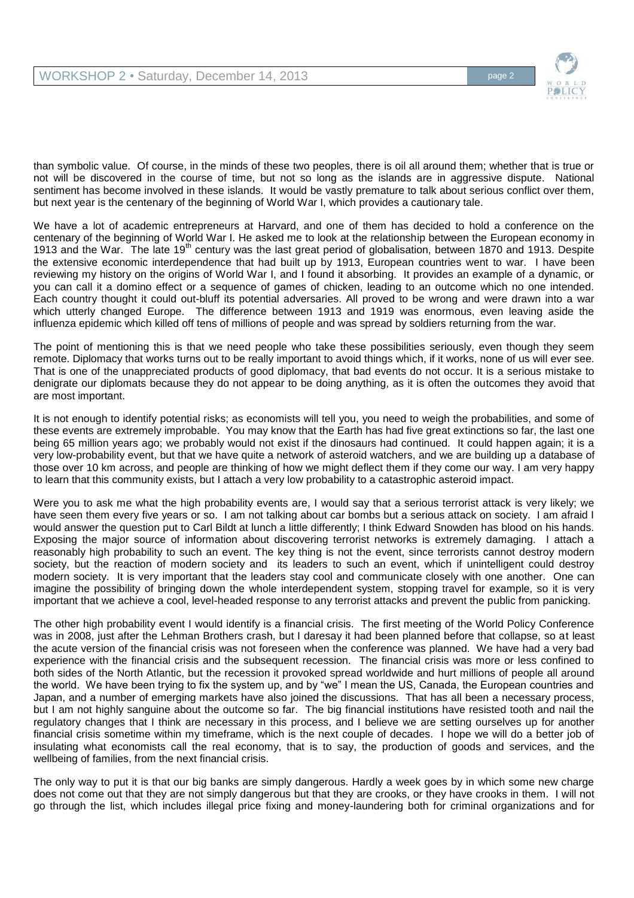than symbolic value. Of course, in the minds of these two peoples, there is oil all around them; whether that is true or not will be discovered in the course of time, but not so long as the islands are in aggressive dispute. National sentiment has become involved in these islands. It would be vastly premature to talk about serious conflict over them, but next year is the centenary of the beginning of World War I, which provides a cautionary tale.

We have a lot of academic entrepreneurs at Harvard, and one of them has decided to hold a conference on the centenary of the beginning of World War I. He asked me to look at the relationship between the European economy in 1913 and the War. The late 19th century was the last great period of globalisation, between 1870 and 1913. Despite the extensive economic interdependence that had built up by 1913, European countries went to war. I have been reviewing my history on the origins of World War I, and I found it absorbing. It provides an example of a dynamic, or you can call it a domino effect or a sequence of games of chicken, leading to an outcome which no one intended. Each country thought it could out-bluff its potential adversaries. All proved to be wrong and were drawn into a war which utterly changed Europe. The difference between 1913 and 1919 was enormous, even leaving aside the influenza epidemic which killed off tens of millions of people and was spread by soldiers returning from the war.

The point of mentioning this is that we need people who take these possibilities seriously, even though they seem remote. Diplomacy that works turns out to be really important to avoid things which, if it works, none of us will ever see. That is one of the unappreciated products of good diplomacy, that bad events do not occur. It is a serious mistake to denigrate our diplomats because they do not appear to be doing anything, as it is often the outcomes they avoid that are most important.

It is not enough to identify potential risks; as economists will tell you, you need to weigh the probabilities, and some of these events are extremely improbable. You may know that the Earth has had five great extinctions so far, the last one being 65 million years ago; we probably would not exist if the dinosaurs had continued. It could happen again; it is a very low-probability event, but that we have quite a network of asteroid watchers, and we are building up a database of those over 10 km across, and people are thinking of how we might deflect them if they come our way. I am very happy to learn that this community exists, but I attach a very low probability to a catastrophic asteroid impact.

Were you to ask me what the high probability events are, I would say that a serious terrorist attack is very likely; we have seen them every five years or so. I am not talking about car bombs but a serious attack on society. I am afraid I would answer the question put to Carl Bildt at lunch a little differently; I think Edward Snowden has blood on his hands. Exposing the major source of information about discovering terrorist networks is extremely damaging. I attach a reasonably high probability to such an event. The key thing is not the event, since terrorists cannot destroy modern society, but the reaction of modern society and its leaders to such an event, which if unintelligent could destroy modern society. It is very important that the leaders stay cool and communicate closely with one another. One can imagine the possibility of bringing down the whole interdependent system, stopping travel for example, so it is very important that we achieve a cool, level-headed response to any terrorist attacks and prevent the public from panicking.

The other high probability event I would identify is a financial crisis. The first meeting of the World Policy Conference was in 2008, just after the Lehman Brothers crash, but I daresay it had been planned before that collapse, so at least the acute version of the financial crisis was not foreseen when the conference was planned. We have had a very bad experience with the financial crisis and the subsequent recession. The financial crisis was more or less confined to both sides of the North Atlantic, but the recession it provoked spread worldwide and hurt millions of people all around the world. We have been trying to fix the system up, and by "we" I mean the US, Canada, the European countries and Japan, and a number of emerging markets have also joined the discussions. That has all been a necessary process, but I am not highly sanguine about the outcome so far. The big financial institutions have resisted tooth and nail the regulatory changes that I think are necessary in this process, and I believe we are setting ourselves up for another financial crisis sometime within my timeframe, which is the next couple of decades. I hope we will do a better job of insulating what economists call the real economy, that is to say, the production of goods and services, and the wellbeing of families, from the next financial crisis.

The only way to put it is that our big banks are simply dangerous. Hardly a week goes by in which some new charge does not come out that they are not simply dangerous but that they are crooks, or they have crooks in them. I will not go through the list, which includes illegal price fixing and money-laundering both for criminal organizations and for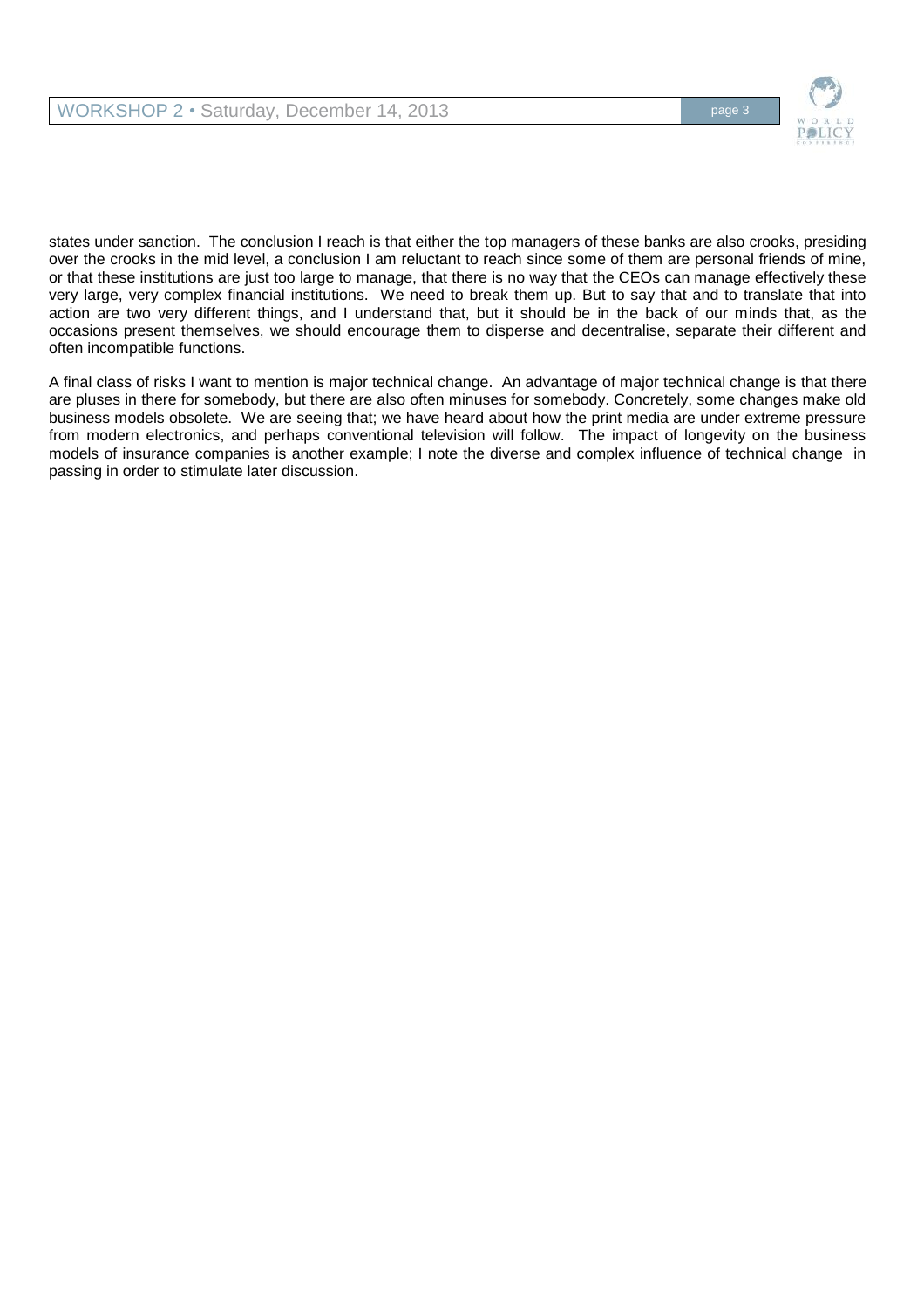states under sanction. The conclusion I reach is that either the top managers of these banks are also crooks, presiding over the crooks in the mid level, a conclusion I am reluctant to reach since some of them are personal friends of mine, or that these institutions are just too large to manage, that there is no way that the CEOs can manage effectively these very large, very complex financial institutions. We need to break them up. But to say that and to translate that into action are two very different things, and I understand that, but it should be in the back of our minds that, as the occasions present themselves, we should encourage them to disperse and decentralise, separate their different and often incompatible functions.

A final class of risks I want to mention is major technical change. An advantage of major technical change is that there are pluses in there for somebody, but there are also often minuses for somebody. Concretely, some changes make old business models obsolete. We are seeing that; we have heard about how the print media are under extreme pressure from modern electronics, and perhaps conventional television will follow. The impact of longevity on the business models of insurance companies is another example; I note the diverse and complex influence of technical change in passing in order to stimulate later discussion.